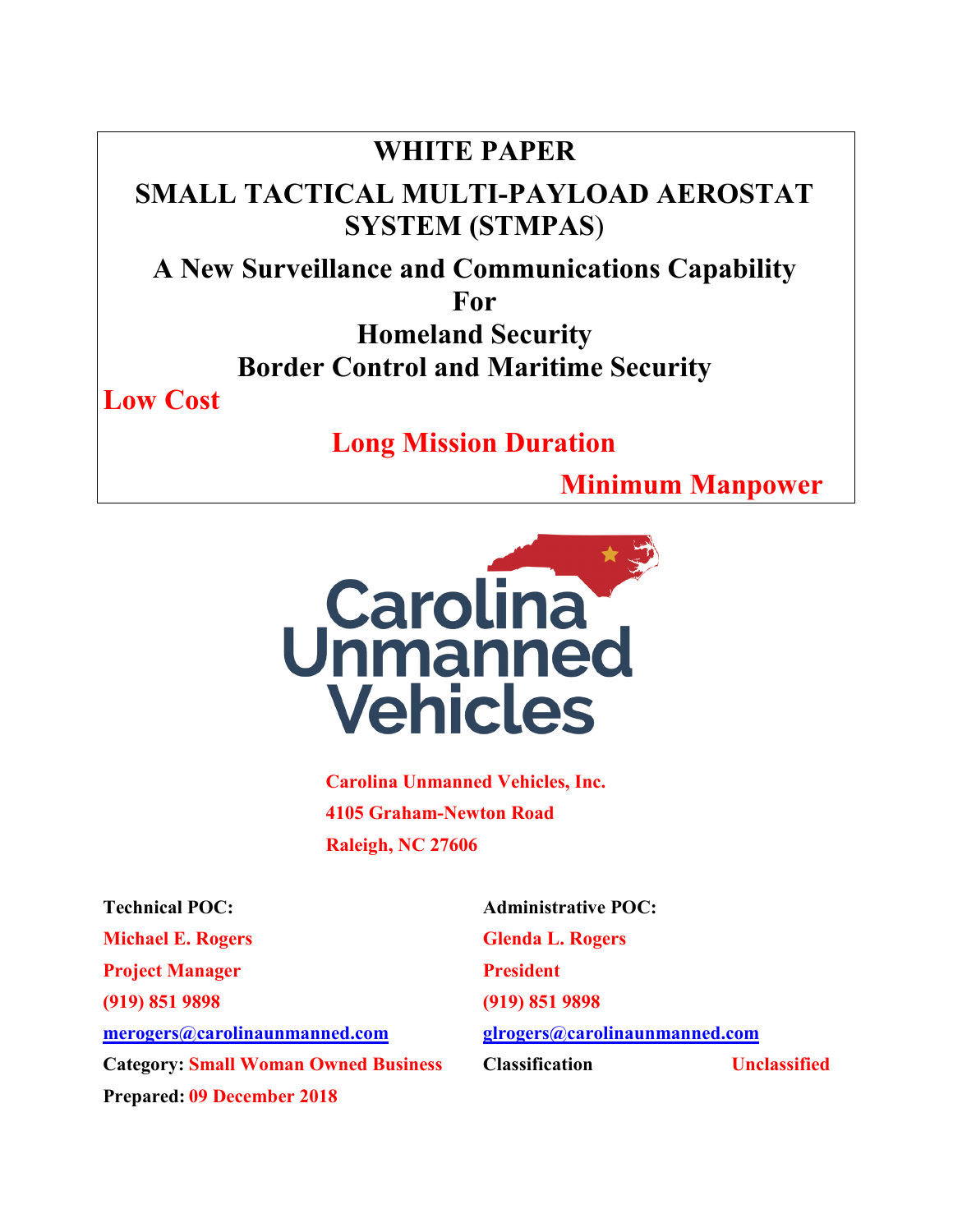# WHITE PAPER

# SMALL TACTICAL MULTI-PAYLOAD AEROSTAT SYSTEM (STMPAS)

## A New Surveillance and Communications Capability For Homeland Security Border Control and Maritime Security

**Low Cost**

**Long Mission Duration**

**Minimum Manpower**

Carolina Unmanned Vehicles

**Carolina Unmanned Vehicles, Inc.**
**4105 Graham-Newton Road**
**Raleigh, NC 27606**

**Technical POC:**
**Michael E. Rogers**
**Project Manager**
**(919) 851 9898**
**merogers@carolinaunmanned.com**

**Administrative POC:**
**Glenda L. Rogers**
**President**
**(919) 851 9898**
**glrogers@carolinaunmanned.com**

**Category:** **Small Woman Owned Business**

**Classification** **Unclassified**

**Prepared:** **09 December 2018**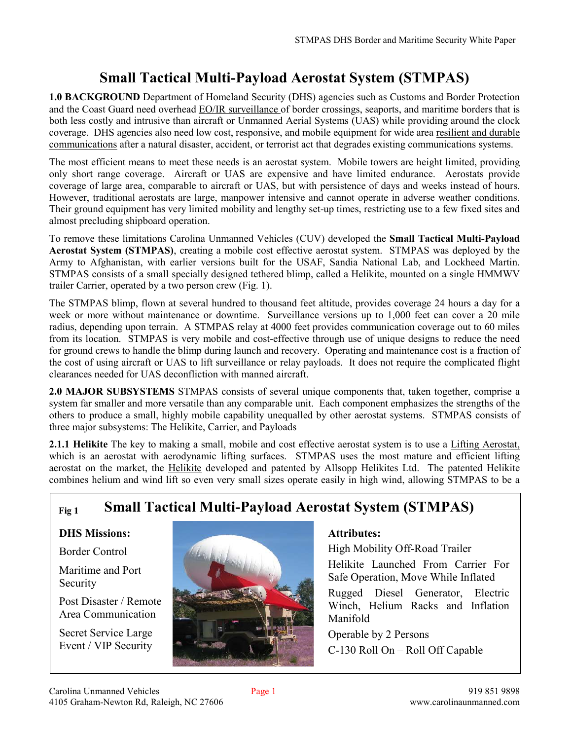# Small Tactical Multi-Payload Aerostat System (STMPAS)

**1.0 BACKGROUND** Department of Homeland Security (DHS) agencies such as Customs and Border Protection and the Coast Guard need overhead EO/IR surveillance of border crossings, seaports, and maritime borders that is both less costly and intrusive than aircraft or Unmanned Aerial Systems (UAS) while providing around the clock coverage. DHS agencies also need low cost, responsive, and mobile equipment for wide area resilient and durable communications after a natural disaster, accident, or terrorist act that degrades existing communications systems.

The most efficient means to meet these needs is an aerostat system. Mobile towers are height limited, providing only short range coverage. Aircraft or UAS are expensive and have limited endurance. Aerostats provide coverage of large area, comparable to aircraft or UAS, but with persistence of days and weeks instead of hours. However, traditional aerostats are large, manpower intensive and cannot operate in adverse weather conditions. Their ground equipment has very limited mobility and lengthy set-up times, restricting use to a few fixed sites and almost precluding shipboard operation.

To remove these limitations Carolina Unmanned Vehicles (CUV) developed the **Small Tactical Multi-Payload Aerostat System (STMPAS)**, creating a mobile cost effective aerostat system. STMPAS was deployed by the Army to Afghanistan, with earlier versions built for the USAF, Sandia National Lab, and Lockheed Martin. STMPAS consists of a small specially designed tethered blimp, called a Helikite, mounted on a single HMMWV trailer Carrier, operated by a two person crew (Fig. 1).

The STMPAS blimp, flown at several hundred to thousand feet altitude, provides coverage 24 hours a day for a week or more without maintenance or downtime. Surveillance versions up to 1,000 feet can cover a 20 mile radius, depending upon terrain. A STMPAS relay at 4000 feet provides communication coverage out to 60 miles from its location. STMPAS is very mobile and cost-effective through use of unique designs to reduce the need for ground crews to handle the blimp during launch and recovery. Operating and maintenance cost is a fraction of the cost of using aircraft or UAS to lift surveillance or relay payloads. It does not require the complicated flight clearances needed for UAS deconfliction with manned aircraft.

**2.0 MAJOR SUBSYSTEMS** STMPAS consists of several unique components that, taken together, comprise a system far smaller and more versatile than any comparable unit. Each component emphasizes the strengths of the others to produce a small, highly mobile capability unequalled by other aerostat systems. STMPAS consists of three major subsystems: The Helikite, Carrier, and Payloads

**2.1.1 Helikite** The key to making a small, mobile and cost effective aerostat system is to use a Lifting Aerostat, which is an aerostat with aerodynamic lifting surfaces. STMPAS uses the most mature and efficient lifting aerostat on the market, the Helikite developed and patented by Allsopp Helikites Ltd. The patented Helikite combines helium and wind lift so even very small sizes operate easily in high wind, allowing STMPAS to be a

**Fig 1** **Small Tactical Multi-Payload Aerostat System (STMPAS)**

**DHS Missions:**

Border Control

Maritime and Port Security

Post Disaster / Remote Area Communication

Secret Service Large Event / VIP Security

**Attributes:**

High Mobility Off-Road Trailer

Helikite Launched From Carrier For Safe Operation, Move While Inflated

Rugged Diesel Generator, Electric Winch, Helium Racks and Inflation Manifold

Operable by 2 Persons

C-130 Roll On – Roll Off Capable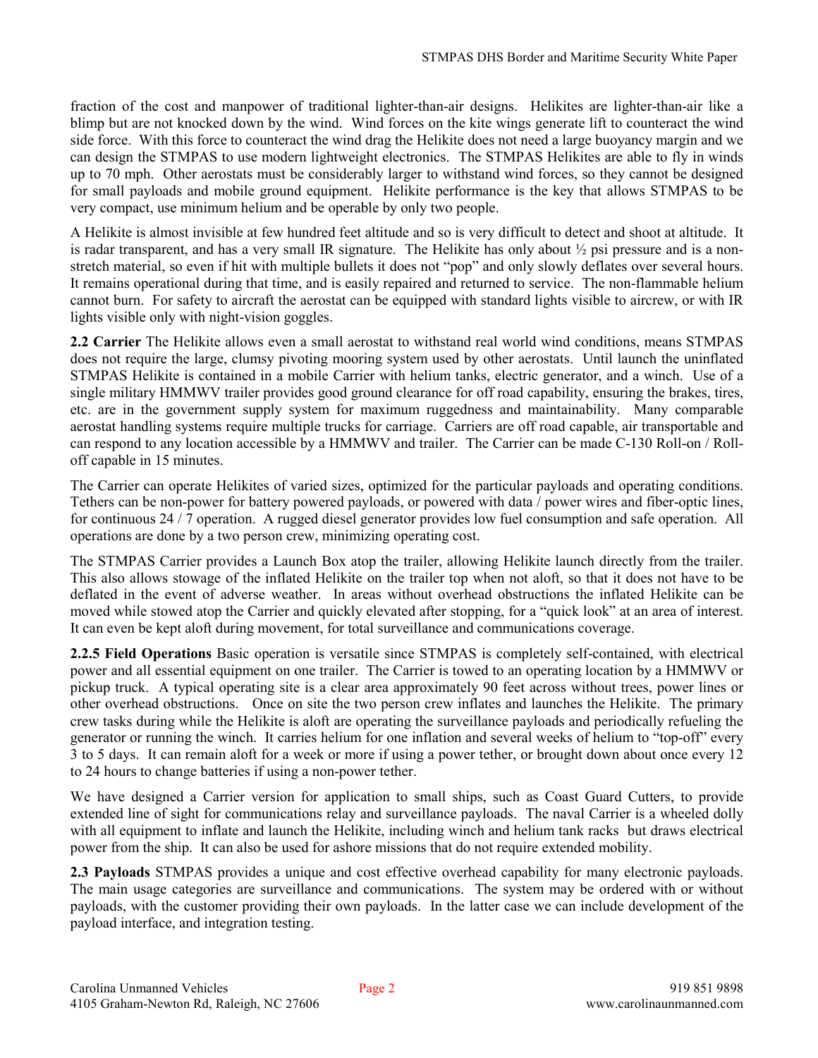fraction of the cost and manpower of traditional lighter-than-air designs. Helikites are lighter-than-air like a blimp but are not knocked down by the wind. Wind forces on the kite wings generate lift to counteract the wind side force. With this force to counteract the wind drag the Helikite does not need a large buoyancy margin and we can design the STMPAS to use modern lightweight electronics. The STMPAS Helikites are able to fly in winds up to 70 mph. Other aerostats must be considerably larger to withstand wind forces, so they cannot be designed for small payloads and mobile ground equipment. Helikite performance is the key that allows STMPAS to be very compact, use minimum helium and be operable by only two people.

A Helikite is almost invisible at few hundred feet altitude and so is very difficult to detect and shoot at altitude. It is radar transparent, and has a very small IR signature. The Helikite has only about ½ psi pressure and is a non-stretch material, so even if hit with multiple bullets it does not "pop" and only slowly deflates over several hours. It remains operational during that time, and is easily repaired and returned to service. The non-flammable helium cannot burn. For safety to aircraft the aerostat can be equipped with standard lights visible to aircrew, or with IR lights visible only with night-vision goggles.

**2.2 Carrier** The Helikite allows even a small aerostat to withstand real world wind conditions, means STMPAS does not require the large, clumsy pivoting mooring system used by other aerostats. Until launch the uninflated STMPAS Helikite is contained in a mobile Carrier with helium tanks, electric generator, and a winch. Use of a single military HMMWV trailer provides good ground clearance for off road capability, ensuring the brakes, tires, etc. are in the government supply system for maximum ruggedness and maintainability. Many comparable aerostat handling systems require multiple trucks for carriage. Carriers are off road capable, air transportable and can respond to any location accessible by a HMMWV and trailer. The Carrier can be made C-130 Roll-on / Roll-off capable in 15 minutes.

The Carrier can operate Helikites of varied sizes, optimized for the particular payloads and operating conditions. Tethers can be non-power for battery powered payloads, or powered with data / power wires and fiber-optic lines, for continuous 24 / 7 operation. A rugged diesel generator provides low fuel consumption and safe operation. All operations are done by a two person crew, minimizing operating cost.

The STMPAS Carrier provides a Launch Box atop the trailer, allowing Helikite launch directly from the trailer. This also allows stowage of the inflated Helikite on the trailer top when not aloft, so that it does not have to be deflated in the event of adverse weather. In areas without overhead obstructions the inflated Helikite can be moved while stowed atop the Carrier and quickly elevated after stopping, for a "quick look" at an area of interest. It can even be kept aloft during movement, for total surveillance and communications coverage.

**2.2.5 Field Operations** Basic operation is versatile since STMPAS is completely self-contained, with electrical power and all essential equipment on one trailer. The Carrier is towed to an operating location by a HMMWV or pickup truck. A typical operating site is a clear area approximately 90 feet across without trees, power lines or other overhead obstructions. Once on site the two person crew inflates and launches the Helikite. The primary crew tasks during while the Helikite is aloft are operating the surveillance payloads and periodically refueling the generator or running the winch. It carries helium for one inflation and several weeks of helium to "top-off" every 3 to 5 days. It can remain aloft for a week or more if using a power tether, or brought down about once every 12 to 24 hours to change batteries if using a non-power tether.

We have designed a Carrier version for application to small ships, such as Coast Guard Cutters, to provide extended line of sight for communications relay and surveillance payloads. The naval Carrier is a wheeled dolly with all equipment to inflate and launch the Helikite, including winch and helium tank racks but draws electrical power from the ship. It can also be used for ashore missions that do not require extended mobility.

**2.3 Payloads** STMPAS provides a unique and cost effective overhead capability for many electronic payloads. The main usage categories are surveillance and communications. The system may be ordered with or without payloads, with the customer providing their own payloads. In the latter case we can include development of the payload interface, and integration testing.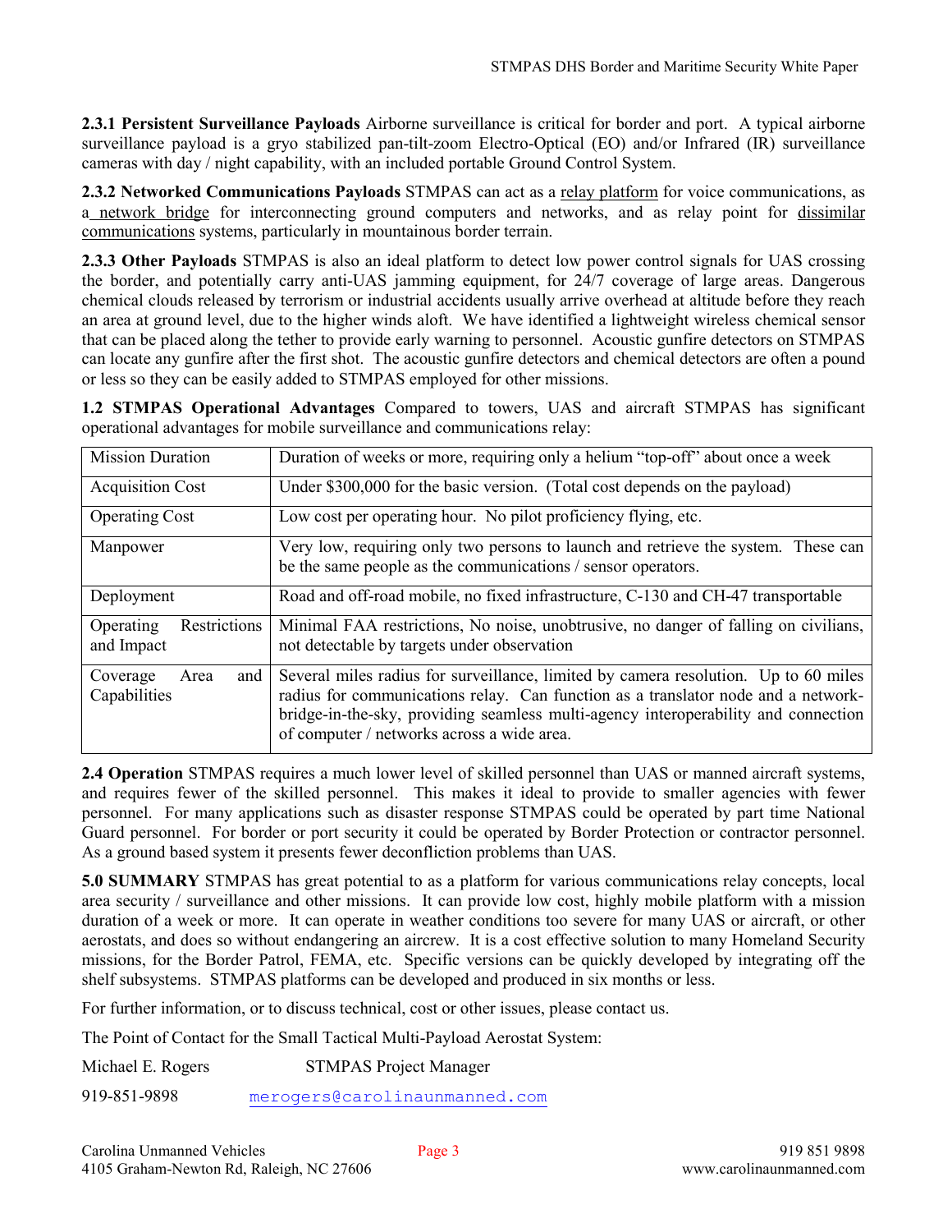**2.3.1 Persistent Surveillance Payloads** Airborne surveillance is critical for border and port. A typical airborne surveillance payload is a gryo stabilized pan-tilt-zoom Electro-Optical (EO) and/or Infrared (IR) surveillance cameras with day / night capability, with an included portable Ground Control System.

**2.3.2 Networked Communications Payloads** STMPAS can act as a relay platform for voice communications, as a network bridge for interconnecting ground computers and networks, and as relay point for dissimilar communications systems, particularly in mountainous border terrain.

**2.3.3 Other Payloads** STMPAS is also an ideal platform to detect low power control signals for UAS crossing the border, and potentially carry anti-UAS jamming equipment, for 24/7 coverage of large areas. Dangerous chemical clouds released by terrorism or industrial accidents usually arrive overhead at altitude before they reach an area at ground level, due to the higher winds aloft. We have identified a lightweight wireless chemical sensor that can be placed along the tether to provide early warning to personnel. Acoustic gunfire detectors on STMPAS can locate any gunfire after the first shot. The acoustic gunfire detectors and chemical detectors are often a pound or less so they can be easily added to STMPAS employed for other missions.

**1.2 STMPAS Operational Advantages** Compared to towers, UAS and aircraft STMPAS has significant operational advantages for mobile surveillance and communications relay:

| | |
|---|---|
| Mission Duration | Duration of weeks or more, requiring only a helium "top-off" about once a week |
| Acquisition Cost | Under $300,000 for the basic version. (Total cost depends on the payload) |
| Operating Cost | Low cost per operating hour. No pilot proficiency flying, etc. |
| Manpower | Very low, requiring only two persons to launch and retrieve the system. These can be the same people as the communications / sensor operators. |
| Deployment | Road and off-road mobile, no fixed infrastructure, C-130 and CH-47 transportable |
| Operating Restrictions and Impact | Minimal FAA restrictions, No noise, unobtrusive, no danger of falling on civilians, not detectable by targets under observation |
| Coverage Area and Capabilities | Several miles radius for surveillance, limited by camera resolution. Up to 60 miles radius for communications relay. Can function as a translator node and a network-bridge-in-the-sky, providing seamless multi-agency interoperability and connection of computer / networks across a wide area. |

**2.4 Operation** STMPAS requires a much lower level of skilled personnel than UAS or manned aircraft systems, and requires fewer of the skilled personnel. This makes it ideal to provide to smaller agencies with fewer personnel. For many applications such as disaster response STMPAS could be operated by part time National Guard personnel. For border or port security it could be operated by Border Protection or contractor personnel. As a ground based system it presents fewer deconfliction problems than UAS.

**5.0 SUMMARY** STMPAS has great potential to as a platform for various communications relay concepts, local area security / surveillance and other missions. It can provide low cost, highly mobile platform with a mission duration of a week or more. It can operate in weather conditions too severe for many UAS or aircraft, or other aerostats, and does so without endangering an aircrew. It is a cost effective solution to many Homeland Security missions, for the Border Patrol, FEMA, etc. Specific versions can be quickly developed by integrating off the shelf subsystems. STMPAS platforms can be developed and produced in six months or less.

For further information, or to discuss technical, cost or other issues, please contact us.

The Point of Contact for the Small Tactical Multi-Payload Aerostat System:

Michael E. Rogers STMPAS Project Manager

919-851-9898 merogers@carolinaunmanned.com

Carolina Unmanned Vehicles
4105 Graham-Newton Rd, Raleigh, NC 27606

919 851 9898
www.carolinaunmanned.com